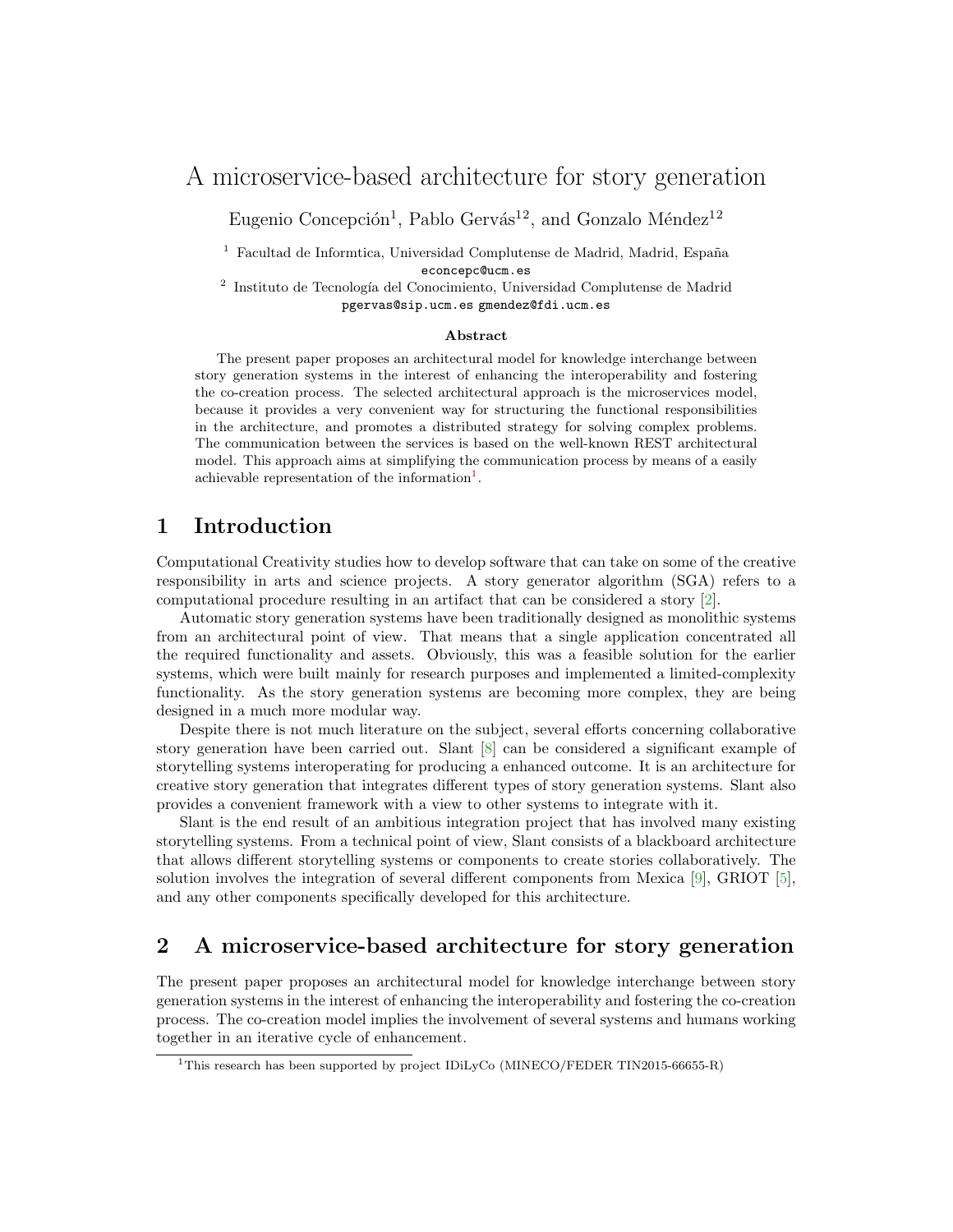# A microservice-based architecture for story generation

Eugenio Concepción[1], Pablo Gervás[12], and Gonzalo Méndez[12]

[1] Facultad de Informtica, Universidad Complutense de Madrid, Madrid, España
econcepc@ucm.es

[2] Instituto de Tecnología del Conocimiento, Universidad Complutense de Madrid
pgervas@sip.ucm.es gmendez@fdi.ucm.es

### Abstract

The present paper proposes an architectural model for knowledge interchange between story generation systems in the interest of enhancing the interoperability and fostering the co-creation process. The selected architectural approach is the microservices model, because it provides a very convenient way for structuring the functional responsibilities in the architecture, and promotes a distributed strategy for solving complex problems. The communication between the services is based on the well-known REST architectural model. This approach aims at simplifying the communication process by means of a easily achievable representation of the information[1].

## 1 Introduction

Computational Creativity studies how to develop software that can take on some of the creative responsibility in arts and science projects. A story generator algorithm (SGA) refers to a computational procedure resulting in an artifact that can be considered a story [2].

Automatic story generation systems have been traditionally designed as monolithic systems from an architectural point of view. That means that a single application concentrated all the required functionality and assets. Obviously, this was a feasible solution for the earlier systems, which were built mainly for research purposes and implemented a limited-complexity functionality. As the story generation systems are becoming more complex, they are being designed in a much more modular way.

Despite there is not much literature on the subject, several efforts concerning collaborative story generation have been carried out. Slant [8] can be considered a significant example of storytelling systems interoperating for producing a enhanced outcome. It is an architecture for creative story generation that integrates different types of story generation systems. Slant also provides a convenient framework with a view to other systems to integrate with it.

Slant is the end result of an ambitious integration project that has involved many existing storytelling systems. From a technical point of view, Slant consists of a blackboard architecture that allows different storytelling systems or components to create stories collaboratively. The solution involves the integration of several different components from Mexica [9], GRIOT [5], and any other components specifically developed for this architecture.

## 2 A microservice-based architecture for story generation

The present paper proposes an architectural model for knowledge interchange between story generation systems in the interest of enhancing the interoperability and fostering the co-creation process. The co-creation model implies the involvement of several systems and humans working together in an iterative cycle of enhancement.

[1] This research has been supported by project IDiLyCo (MINECO/FEDER TIN2015-66655-R)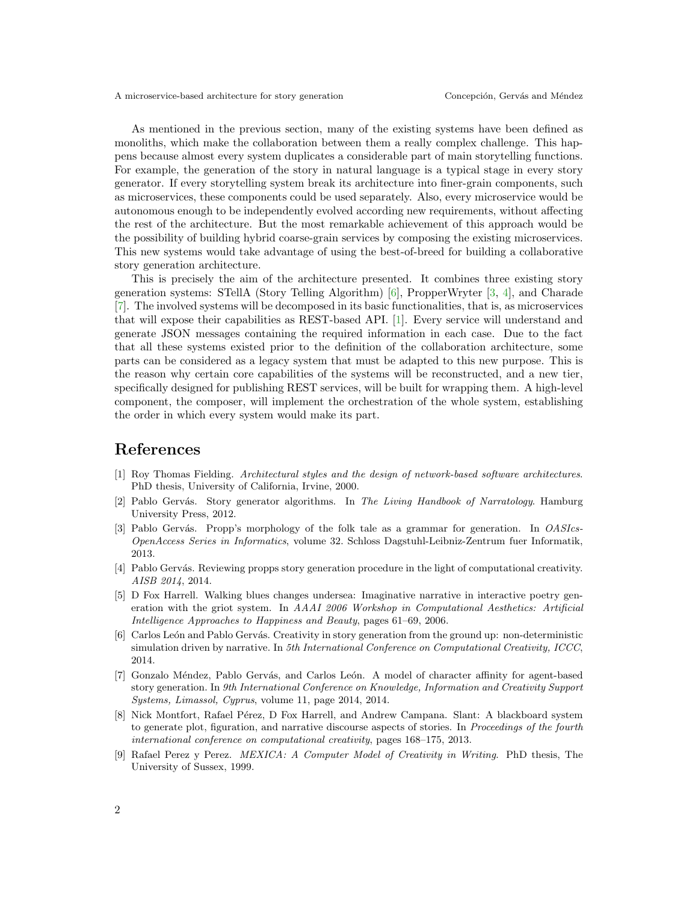As mentioned in the previous section, many of the existing systems have been defined as monoliths, which make the collaboration between them a really complex challenge. This happens because almost every system duplicates a considerable part of main storytelling functions. For example, the generation of the story in natural language is a typical stage in every story generator. If every storytelling system break its architecture into finer-grain components, such as microservices, these components could be used separately. Also, every microservice would be autonomous enough to be independently evolved according new requirements, without affecting the rest of the architecture. But the most remarkable achievement of this approach would be the possibility of building hybrid coarse-grain services by composing the existing microservices. This new systems would take advantage of using the best-of-breed for building a collaborative story generation architecture.

This is precisely the aim of the architecture presented. It combines three existing story generation systems: STellA (Story Telling Algorithm) [6], PropperWryter [3, 4], and Charade [7]. The involved systems will be decomposed in its basic functionalities, that is, as microservices that will expose their capabilities as REST-based API. [1]. Every service will understand and generate JSON messages containing the required information in each case. Due to the fact that all these systems existed prior to the definition of the collaboration architecture, some parts can be considered as a legacy system that must be adapted to this new purpose. This is the reason why certain core capabilities of the systems will be reconstructed, and a new tier, specifically designed for publishing REST services, will be built for wrapping them. A high-level component, the composer, will implement the orchestration of the whole system, establishing the order in which every system would make its part.

# References

[1] Roy Thomas Fielding. *Architectural styles and the design of network-based software architectures*. PhD thesis, University of California, Irvine, 2000.

[2] Pablo Gervás. Story generator algorithms. In *The Living Handbook of Narratology*. Hamburg University Press, 2012.

[3] Pablo Gervás. Propp's morphology of the folk tale as a grammar for generation. In *OASIcs-OpenAccess Series in Informatics*, volume 32. Schloss Dagstuhl-Leibniz-Zentrum fuer Informatik, 2013.

[4] Pablo Gervás. Reviewing propps story generation procedure in the light of computational creativity. *AISB 2014*, 2014.

[5] D Fox Harrell. Walking blues changes undersea: Imaginative narrative in interactive poetry generation with the griot system. In *AAAI 2006 Workshop in Computational Aesthetics: Artificial Intelligence Approaches to Happiness and Beauty*, pages 61–69, 2006.

[6] Carlos León and Pablo Gervás. Creativity in story generation from the ground up: non-deterministic simulation driven by narrative. In *5th International Conference on Computational Creativity, ICCC*, 2014.

[7] Gonzalo Méndez, Pablo Gervás, and Carlos León. A model of character affinity for agent-based story generation. In *9th International Conference on Knowledge, Information and Creativity Support Systems, Limassol, Cyprus*, volume 11, page 2014, 2014.

[8] Nick Montfort, Rafael Pérez, D Fox Harrell, and Andrew Campana. Slant: A blackboard system to generate plot, figuration, and narrative discourse aspects of stories. In *Proceedings of the fourth international conference on computational creativity*, pages 168–175, 2013.

[9] Rafael Perez y Perez. *MEXICA: A Computer Model of Creativity in Writing*. PhD thesis, The University of Sussex, 1999.